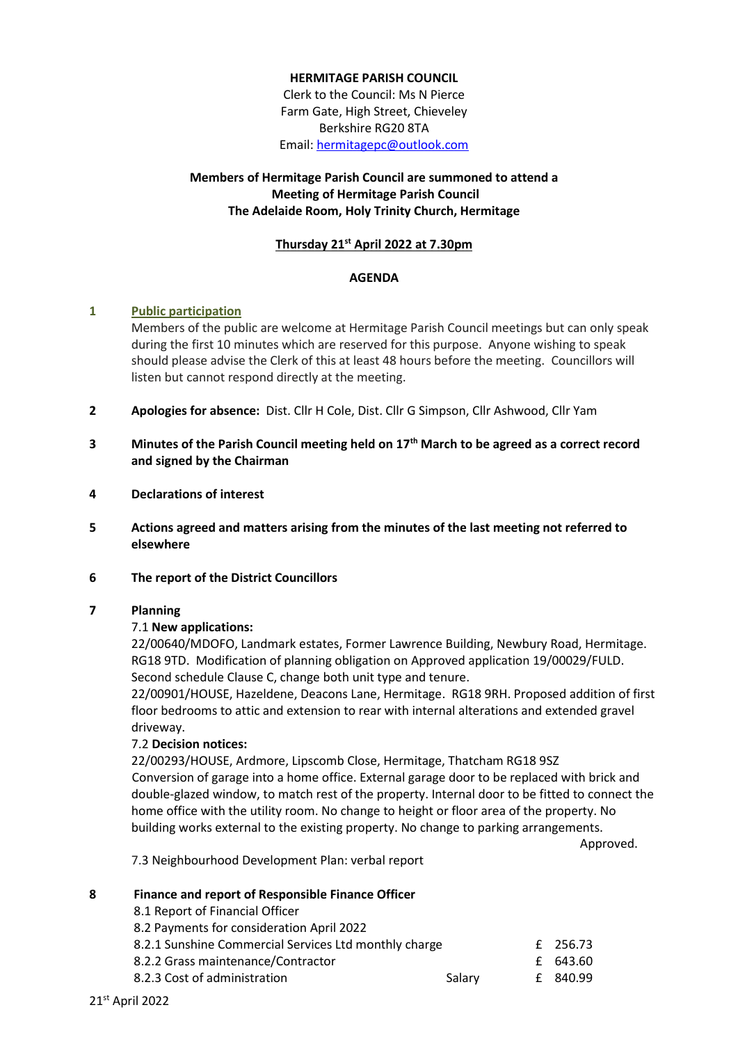**HERMITAGE PARISH COUNCIL**

Clerk to the Council: Ms N Pierce
Farm Gate, High Street, Chieveley
Berkshire RG20 8TA
Email: hermitagepc@outlook.com

**Members of Hermitage Parish Council are summoned to attend a Meeting of Hermitage Parish Council**
**The Adelaide Room, Holy Trinity Church, Hermitage**

**Thursday 21st April 2022 at 7.30pm**

**AGENDA**

**1 Public participation**

Members of the public are welcome at Hermitage Parish Council meetings but can only speak during the first 10 minutes which are reserved for this purpose. Anyone wishing to speak should please advise the Clerk of this at least 48 hours before the meeting. Councillors will listen but cannot respond directly at the meeting.

**2 Apologies for absence:** Dist. Cllr H Cole, Dist. Cllr G Simpson, Cllr Ashwood, Cllr Yam

**3 Minutes of the Parish Council meeting held on 17th March to be agreed as a correct record and signed by the Chairman**

**4 Declarations of interest**

**5 Actions agreed and matters arising from the minutes of the last meeting not referred to elsewhere**

**6 The report of the District Councillors**

**7 Planning**

7.1 **New applications:**

22/00640/MDOFO, Landmark estates, Former Lawrence Building, Newbury Road, Hermitage. RG18 9TD. Modification of planning obligation on Approved application 19/00029/FULD. Second schedule Clause C, change both unit type and tenure.

22/00901/HOUSE, Hazeldene, Deacons Lane, Hermitage. RG18 9RH. Proposed addition of first floor bedrooms to attic and extension to rear with internal alterations and extended gravel driveway.

7.2 **Decision notices:**

22/00293/HOUSE, Ardmore, Lipscomb Close, Hermitage, Thatcham RG18 9SZ
Conversion of garage into a home office. External garage door to be replaced with brick and double-glazed window, to match rest of the property. Internal door to be fitted to connect the home office with the utility room. No change to height or floor area of the property. No building works external to the existing property. No change to parking arrangements.

Approved.

7.3 Neighbourhood Development Plan: verbal report

**8 Finance and report of Responsible Finance Officer**

8.1 Report of Financial Officer

8.2 Payments for consideration April 2022

| | | |
|---|---|---|
| 8.2.1 Sunshine Commercial Services Ltd monthly charge | | £ 256.73 |
| 8.2.2 Grass maintenance/Contractor | | £ 643.60 |
| 8.2.3 Cost of administration | Salary | £ 840.99 |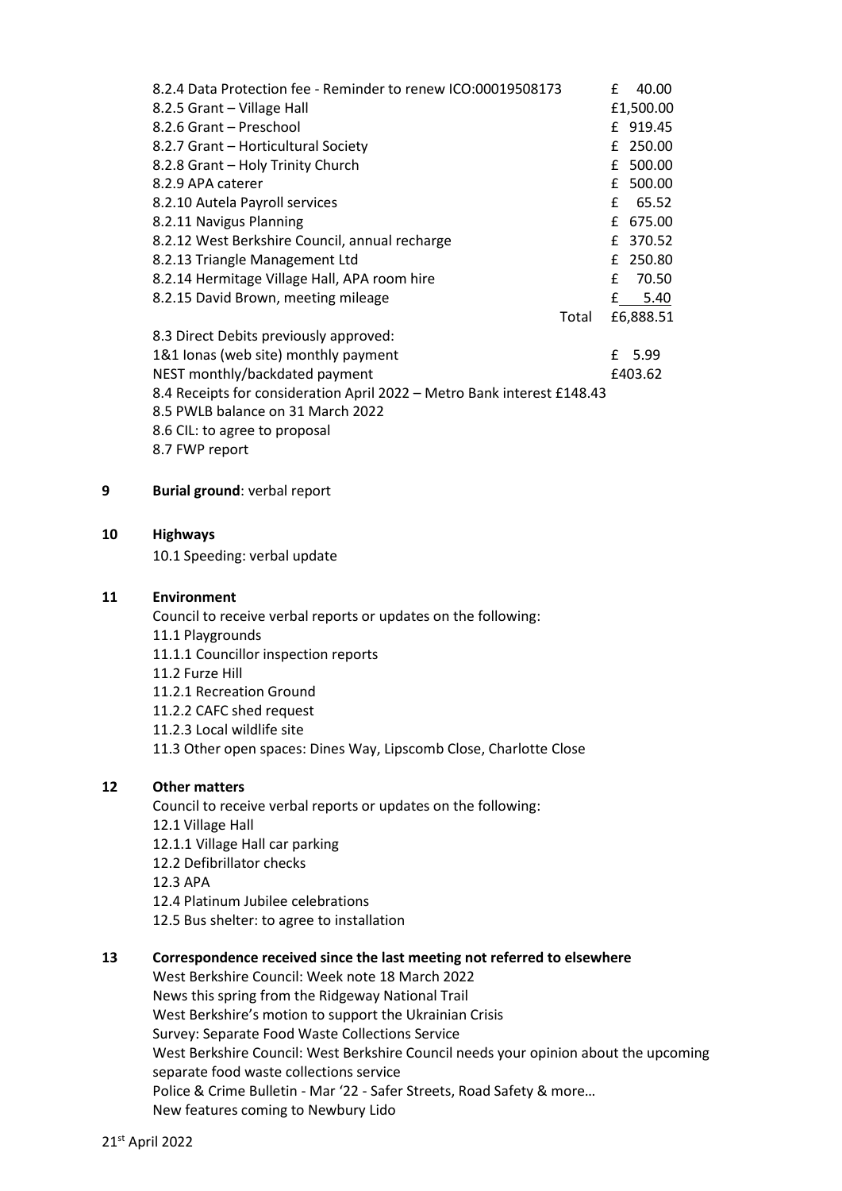| | |
|---|---|
| 8.2.4 Data Protection fee - Reminder to renew ICO:00019508173 | £ 40.00 |
| 8.2.5 Grant – Village Hall | £1,500.00 |
| 8.2.6 Grant – Preschool | £ 919.45 |
| 8.2.7 Grant – Horticultural Society | £ 250.00 |
| 8.2.8 Grant – Holy Trinity Church | £ 500.00 |
| 8.2.9 APA caterer | £ 500.00 |
| 8.2.10 Autela Payroll services | £ 65.52 |
| 8.2.11 Navigus Planning | £ 675.00 |
| 8.2.12 West Berkshire Council, annual recharge | £ 370.52 |
| 8.2.13 Triangle Management Ltd | £ 250.80 |
| 8.2.14 Hermitage Village Hall, APA room hire | £ 70.50 |
| 8.2.15 David Brown, meeting mileage | £ 5.40 |
| Total | £6,888.51 |

8.3 Direct Debits previously approved:

| | |
|---|---|
| 1&1 Ionas (web site) monthly payment | £ 5.99 |
| NEST monthly/backdated payment | £403.62 |

8.4 Receipts for consideration April 2022 – Metro Bank interest £148.43
8.5 PWLB balance on 31 March 2022
8.6 CIL: to agree to proposal
8.7 FWP report

**9 Burial ground**: verbal report

**10 Highways**

10.1 Speeding: verbal update

**11 Environment**

Council to receive verbal reports or updates on the following:
11.1 Playgrounds
11.1.1 Councillor inspection reports
11.2 Furze Hill
11.2.1 Recreation Ground
11.2.2 CAFC shed request
11.2.3 Local wildlife site
11.3 Other open spaces: Dines Way, Lipscomb Close, Charlotte Close

**12 Other matters**

Council to receive verbal reports or updates on the following:
12.1 Village Hall
12.1.1 Village Hall car parking
12.2 Defibrillator checks
12.3 APA
12.4 Platinum Jubilee celebrations
12.5 Bus shelter: to agree to installation

**13 Correspondence received since the last meeting not referred to elsewhere**

West Berkshire Council: Week note 18 March 2022
News this spring from the Ridgeway National Trail
West Berkshire's motion to support the Ukrainian Crisis
Survey: Separate Food Waste Collections Service
West Berkshire Council: West Berkshire Council needs your opinion about the upcoming separate food waste collections service
Police & Crime Bulletin - Mar '22 - Safer Streets, Road Safety & more…
New features coming to Newbury Lido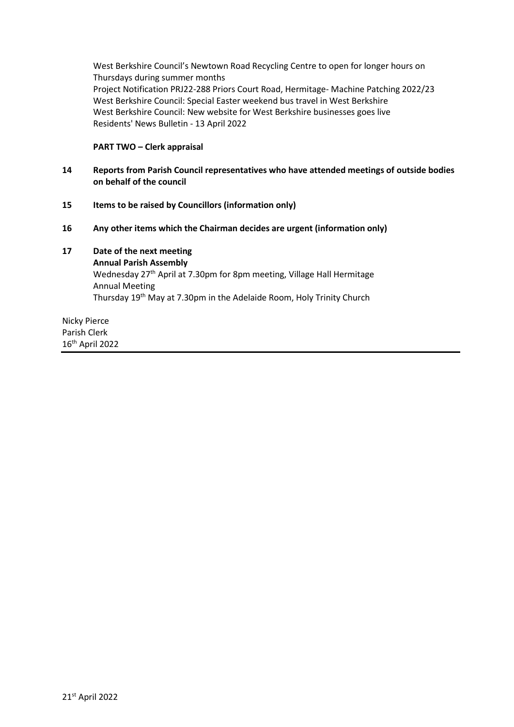West Berkshire Council's Newtown Road Recycling Centre to open for longer hours on Thursdays during summer months
Project Notification PRJ22-288 Priors Court Road, Hermitage- Machine Patching 2022/23
West Berkshire Council: Special Easter weekend bus travel in West Berkshire
West Berkshire Council: New website for West Berkshire businesses goes live
Residents' News Bulletin - 13 April 2022

**PART TWO – Clerk appraisal**

**14 Reports from Parish Council representatives who have attended meetings of outside bodies on behalf of the council**

**15 Items to be raised by Councillors (information only)**

**16 Any other items which the Chairman decides are urgent (information only)**

**17 Date of the next meeting**
**Annual Parish Assembly**
Wednesday 27th April at 7.30pm for 8pm meeting, Village Hall Hermitage
Annual Meeting
Thursday 19th May at 7.30pm in the Adelaide Room, Holy Trinity Church

Nicky Pierce
Parish Clerk
16th April 2022

21st April 2022